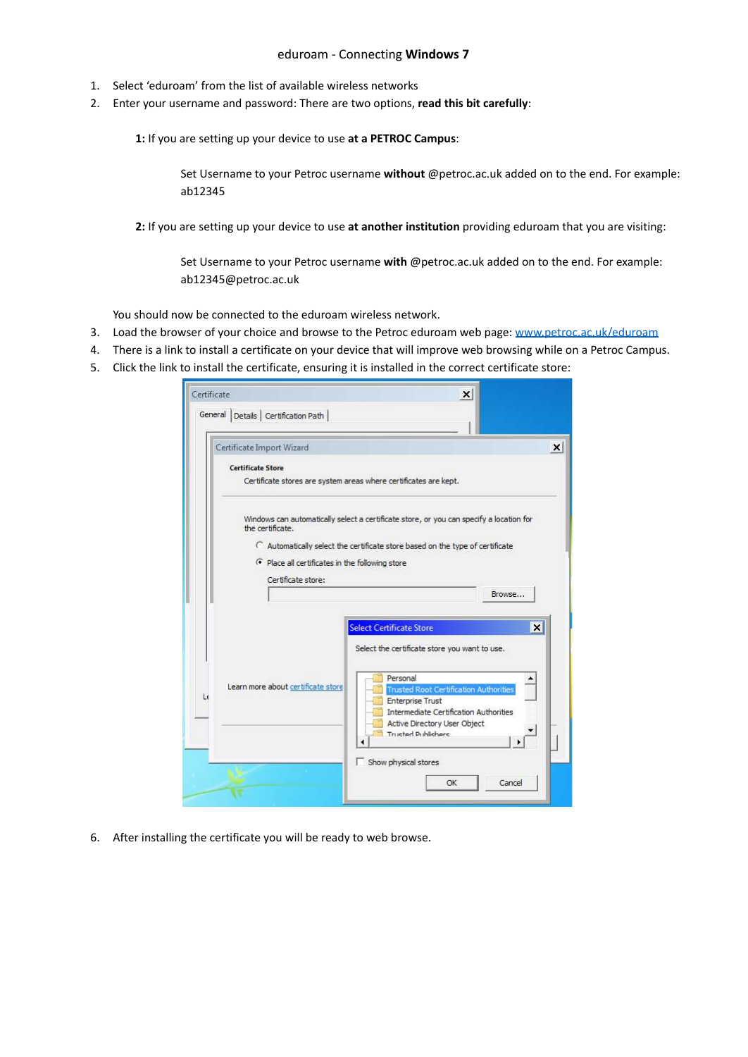# eduroam - Connecting **Windows 7**

1. Select 'eduroam' from the list of available wireless networks
2. Enter your username and password: There are two options, **read this bit carefully**:

   **1:** If you are setting up your device to use **at a PETROC Campus**:

   Set Username to your Petroc username **without** @petroc.ac.uk added on to the end. For example: ab12345

   **2:** If you are setting up your device to use **at another institution** providing eduroam that you are visiting:

   Set Username to your Petroc username **with** @petroc.ac.uk added on to the end. For example: ab12345@petroc.ac.uk

   You should now be connected to the eduroam wireless network.
3. Load the browser of your choice and browse to the Petroc eduroam web page: [www.petroc.ac.uk/eduroam](www.petroc.ac.uk/eduroam)
4. There is a link to install a certificate on your device that will improve web browsing while on a Petroc Campus.
5. Click the link to install the certificate, ensuring it is installed in the correct certificate store:
6. After installing the certificate you will be ready to web browse.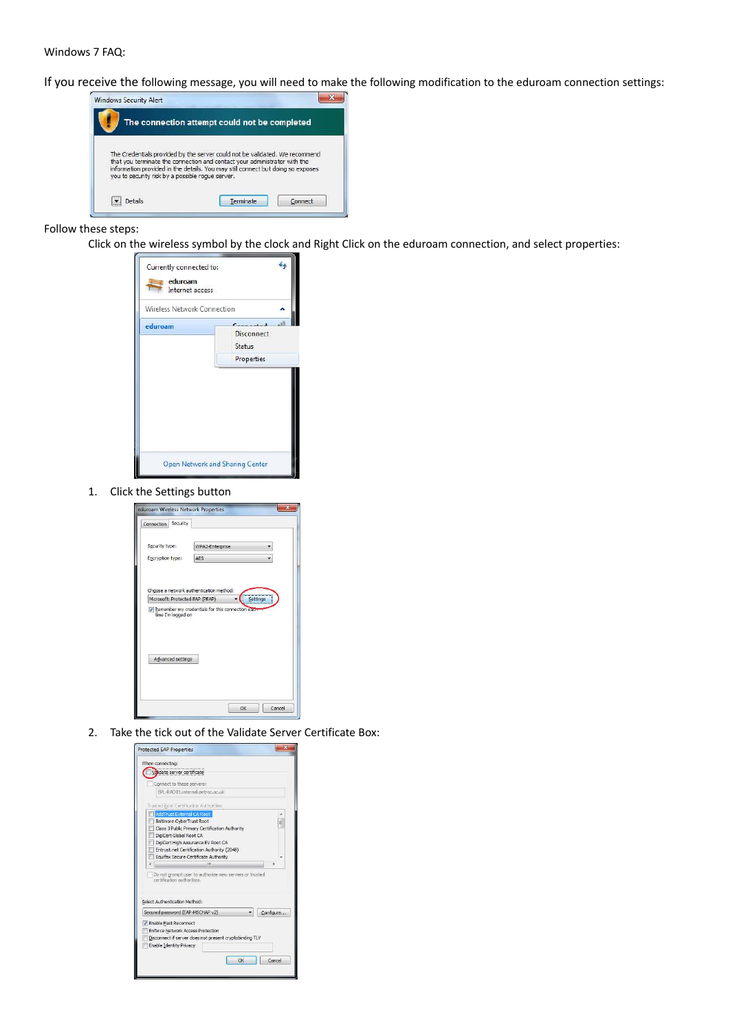Windows 7 FAQ:

If you receive the following message, you will need to make the following modification to the eduroam connection settings:

Follow these steps:

Click on the wireless symbol by the clock and Right Click on the eduroam connection, and select properties:

1. Click the Settings button

2. Take the tick out of the Validate Server Certificate Box: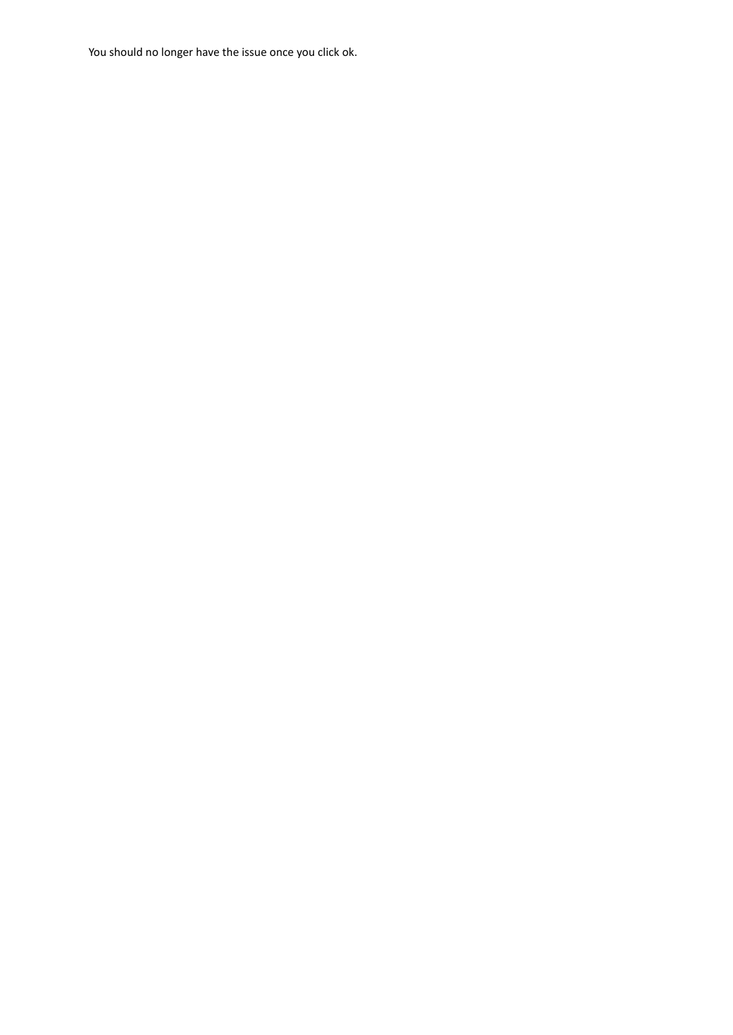You should no longer have the issue once you click ok.